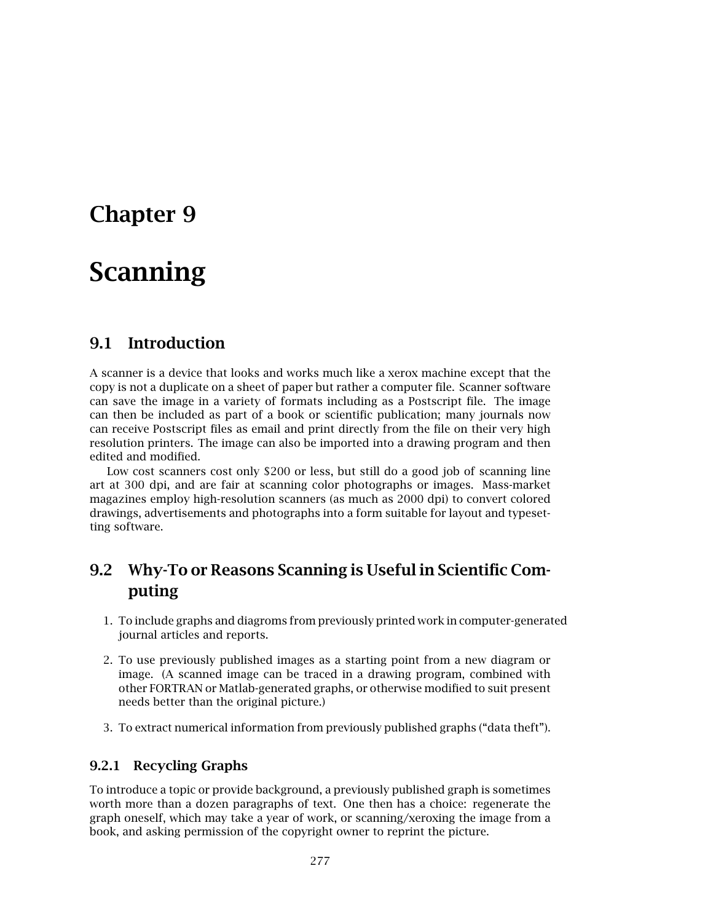# Chapter 9

# Scanning

## 9.1 Introduction

A scanner is a device that looks and works much like a xerox machine except that the copy is not a duplicate on a sheet of paper but rather a computer file. Scanner software can save the image in a variety of formats including as a Postscript file. The image can then be included as part of a book or scientific publication; many journals now can receive Postscript files as email and print directly from the file on their very high resolution printers. The image can also be imported into a drawing program and then edited and modified.

Low cost scanners cost only $200 or less, but still do a good job of scanning line art at 300 dpi, and are fair at scanning color photographs or images. Mass-market magazines employ high-resolution scanners (as much as 2000 dpi) to convert colored drawings, advertisements and photographs into a form suitable for layout and typesetting software.

## 9.2 Why-To or Reasons Scanning is Useful in Scientific Computing

1. To include graphs and diagroms from previously printed work in computer-generated journal articles and reports.

2. To use previously published images as a starting point from a new diagram or image. (A scanned image can be traced in a drawing program, combined with other FORTRAN or Matlab-generated graphs, or otherwise modified to suit present needs better than the original picture.)

3. To extract numerical information from previously published graphs ("data theft").

### 9.2.1 Recycling Graphs

To introduce a topic or provide background, a previously published graph is sometimes worth more than a dozen paragraphs of text. One then has a choice: regenerate the graph oneself, which may take a year of work, or scanning/xeroxing the image from a book, and asking permission of the copyright owner to reprint the picture.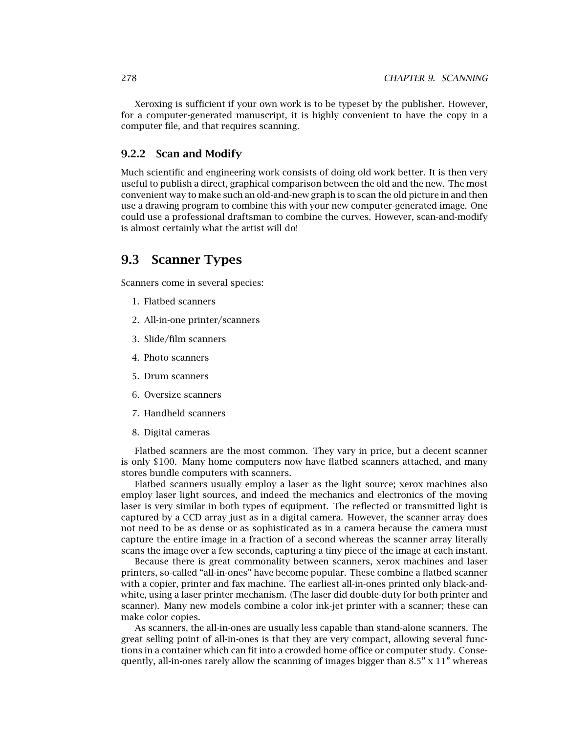Xeroxing is sufficient if your own work is to be typeset by the publisher. However, for a computer-generated manuscript, it is highly convenient to have the copy in a computer file, and that requires scanning.

### 9.2.2 Scan and Modify

Much scientific and engineering work consists of doing old work better. It is then very useful to publish a direct, graphical comparison between the old and the new. The most convenient way to make such an old-and-new graph is to scan the old picture in and then use a drawing program to combine this with your new computer-generated image. One could use a professional draftsman to combine the curves. However, scan-and-modify is almost certainly what the artist will do!

## 9.3 Scanner Types

Scanners come in several species:

1. Flatbed scanners
2. All-in-one printer/scanners
3. Slide/film scanners
4. Photo scanners
5. Drum scanners
6. Oversize scanners
7. Handheld scanners
8. Digital cameras

Flatbed scanners are the most common. They vary in price, but a decent scanner is only $100. Many home computers now have flatbed scanners attached, and many stores bundle computers with scanners.

Flatbed scanners usually employ a laser as the light source; xerox machines also employ laser light sources, and indeed the mechanics and electronics of the moving laser is very similar in both types of equipment. The reflected or transmitted light is captured by a CCD array just as in a digital camera. However, the scanner array does not need to be as dense or as sophisticated as in a camera because the camera must capture the entire image in a fraction of a second whereas the scanner array literally scans the image over a few seconds, capturing a tiny piece of the image at each instant.

Because there is great commonality between scanners, xerox machines and laser printers, so-called "all-in-ones" have become popular. These combine a flatbed scanner with a copier, printer and fax machine. The earliest all-in-ones printed only black-and-white, using a laser printer mechanism. (The laser did double-duty for both printer and scanner). Many new models combine a color ink-jet printer with a scanner; these can make color copies.

As scanners, the all-in-ones are usually less capable than stand-alone scanners. The great selling point of all-in-ones is that they are very compact, allowing several functions in a container which can fit into a crowded home office or computer study. Consequently, all-in-ones rarely allow the scanning of images bigger than 8.5" x 11" whereas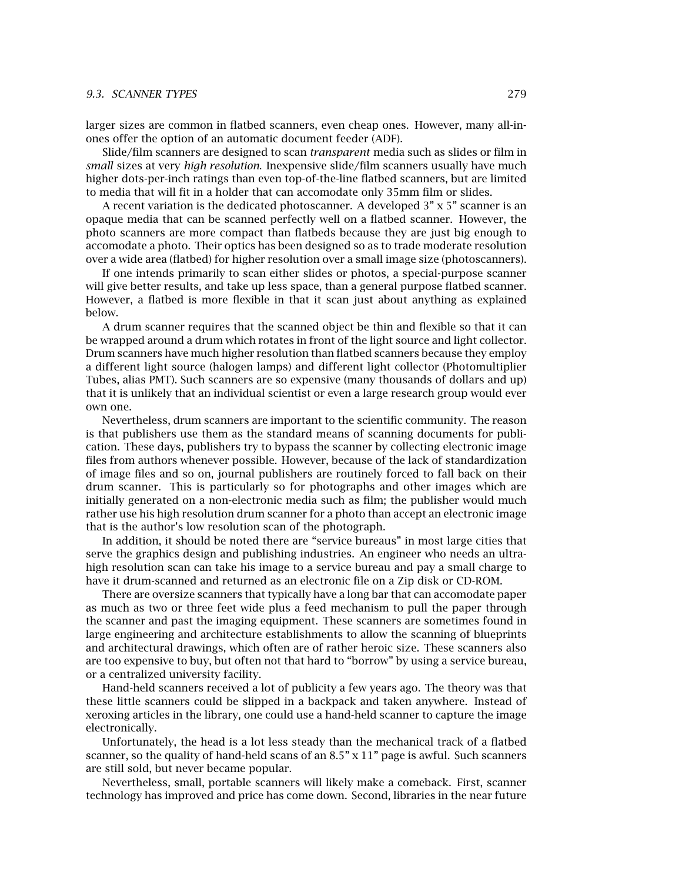larger sizes are common in flatbed scanners, even cheap ones. However, many all-in-ones offer the option of an automatic document feeder (ADF).

Slide/film scanners are designed to scan *transparent* media such as slides or film in *small* sizes at very *high resolution*. Inexpensive slide/film scanners usually have much higher dots-per-inch ratings than even top-of-the-line flatbed scanners, but are limited to media that will fit in a holder that can accomodate only 35mm film or slides.

A recent variation is the dedicated photoscanner. A developed 3" x 5" scanner is an opaque media that can be scanned perfectly well on a flatbed scanner. However, the photo scanners are more compact than flatbeds because they are just big enough to accomodate a photo. Their optics has been designed so as to trade moderate resolution over a wide area (flatbed) for higher resolution over a small image size (photoscanners).

If one intends primarily to scan either slides or photos, a special-purpose scanner will give better results, and take up less space, than a general purpose flatbed scanner. However, a flatbed is more flexible in that it scan just about anything as explained below.

A drum scanner requires that the scanned object be thin and flexible so that it can be wrapped around a drum which rotates in front of the light source and light collector. Drum scanners have much higher resolution than flatbed scanners because they employ a different light source (halogen lamps) and different light collector (Photomultiplier Tubes, alias PMT). Such scanners are so expensive (many thousands of dollars and up) that it is unlikely that an individual scientist or even a large research group would ever own one.

Nevertheless, drum scanners are important to the scientific community. The reason is that publishers use them as the standard means of scanning documents for publication. These days, publishers try to bypass the scanner by collecting electronic image files from authors whenever possible. However, because of the lack of standardization of image files and so on, journal publishers are routinely forced to fall back on their drum scanner. This is particularly so for photographs and other images which are initially generated on a non-electronic media such as film; the publisher would much rather use his high resolution drum scanner for a photo than accept an electronic image that is the author's low resolution scan of the photograph.

In addition, it should be noted there are "service bureaus" in most large cities that serve the graphics design and publishing industries. An engineer who needs an ultra-high resolution scan can take his image to a service bureau and pay a small charge to have it drum-scanned and returned as an electronic file on a Zip disk or CD-ROM.

There are oversize scanners that typically have a long bar that can accomodate paper as much as two or three feet wide plus a feed mechanism to pull the paper through the scanner and past the imaging equipment. These scanners are sometimes found in large engineering and architecture establishments to allow the scanning of blueprints and architectural drawings, which often are of rather heroic size. These scanners also are too expensive to buy, but often not that hard to "borrow" by using a service bureau, or a centralized university facility.

Hand-held scanners received a lot of publicity a few years ago. The theory was that these little scanners could be slipped in a backpack and taken anywhere. Instead of xeroxing articles in the library, one could use a hand-held scanner to capture the image electronically.

Unfortunately, the head is a lot less steady than the mechanical track of a flatbed scanner, so the quality of hand-held scans of an 8.5" x 11" page is awful. Such scanners are still sold, but never became popular.

Nevertheless, small, portable scanners will likely make a comeback. First, scanner technology has improved and price has come down. Second, libraries in the near future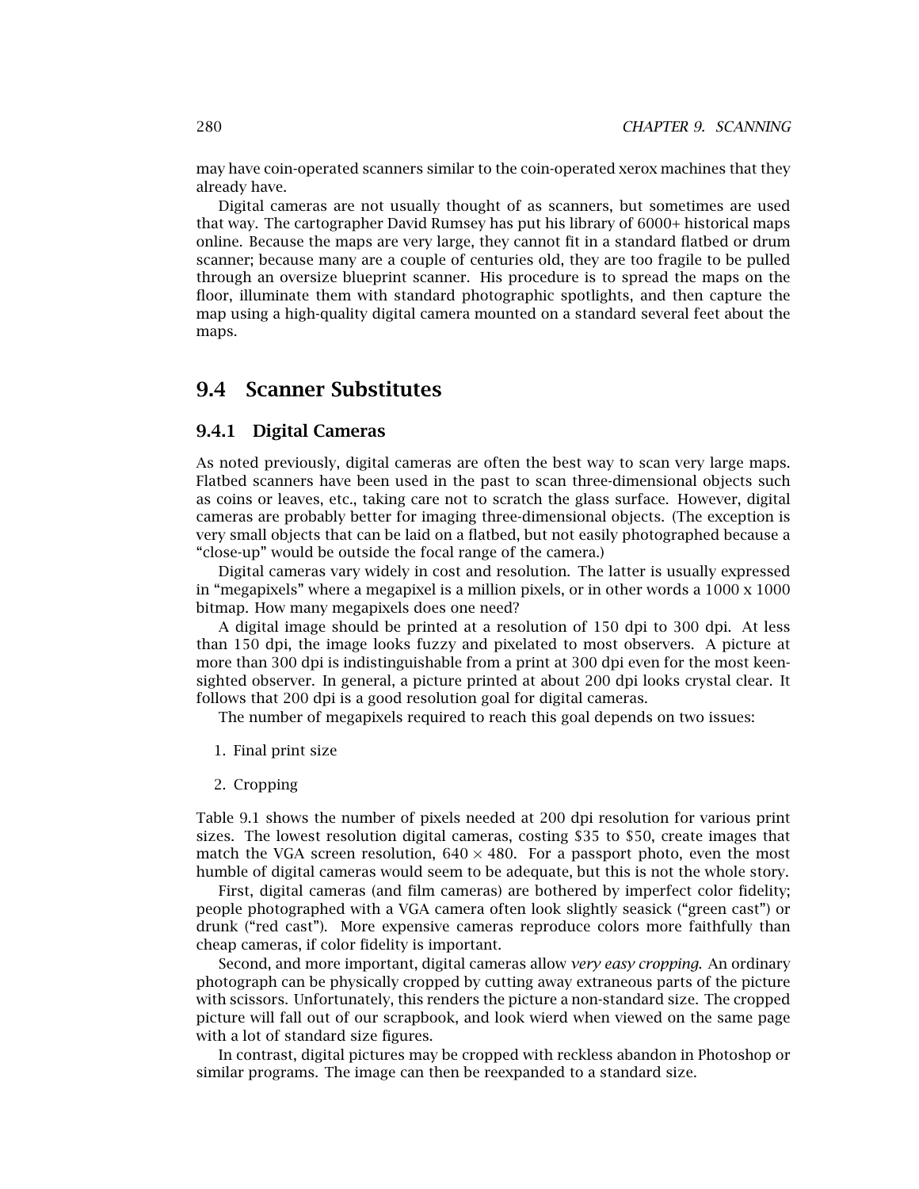may have coin-operated scanners similar to the coin-operated xerox machines that they already have.

Digital cameras are not usually thought of as scanners, but sometimes are used that way. The cartographer David Rumsey has put his library of 6000+ historical maps online. Because the maps are very large, they cannot fit in a standard flatbed or drum scanner; because many are a couple of centuries old, they are too fragile to be pulled through an oversize blueprint scanner. His procedure is to spread the maps on the floor, illuminate them with standard photographic spotlights, and then capture the map using a high-quality digital camera mounted on a standard several feet about the maps.

## 9.4 Scanner Substitutes

### 9.4.1 Digital Cameras

As noted previously, digital cameras are often the best way to scan very large maps. Flatbed scanners have been used in the past to scan three-dimensional objects such as coins or leaves, etc., taking care not to scratch the glass surface. However, digital cameras are probably better for imaging three-dimensional objects. (The exception is very small objects that can be laid on a flatbed, but not easily photographed because a "close-up" would be outside the focal range of the camera.)

Digital cameras vary widely in cost and resolution. The latter is usually expressed in "megapixels" where a megapixel is a million pixels, or in other words a 1000 x 1000 bitmap. How many megapixels does one need?

A digital image should be printed at a resolution of 150 dpi to 300 dpi. At less than 150 dpi, the image looks fuzzy and pixelated to most observers. A picture at more than 300 dpi is indistinguishable from a print at 300 dpi even for the most keen-sighted observer. In general, a picture printed at about 200 dpi looks crystal clear. It follows that 200 dpi is a good resolution goal for digital cameras.

The number of megapixels required to reach this goal depends on two issues:

1. Final print size
2. Cropping

Table 9.1 shows the number of pixels needed at 200 dpi resolution for various print sizes. The lowest resolution digital cameras, costing $35 to $50, create images that match the VGA screen resolution, $640 \times 480$. For a passport photo, even the most humble of digital cameras would seem to be adequate, but this is not the whole story.

First, digital cameras (and film cameras) are bothered by imperfect color fidelity; people photographed with a VGA camera often look slightly seasick ("green cast") or drunk ("red cast"). More expensive cameras reproduce colors more faithfully than cheap cameras, if color fidelity is important.

Second, and more important, digital cameras allow *very easy cropping.* An ordinary photograph can be physically cropped by cutting away extraneous parts of the picture with scissors. Unfortunately, this renders the picture a non-standard size. The cropped picture will fall out of our scrapbook, and look wierd when viewed on the same page with a lot of standard size figures.

In contrast, digital pictures may be cropped with reckless abandon in Photoshop or similar programs. The image can then be reexpanded to a standard size.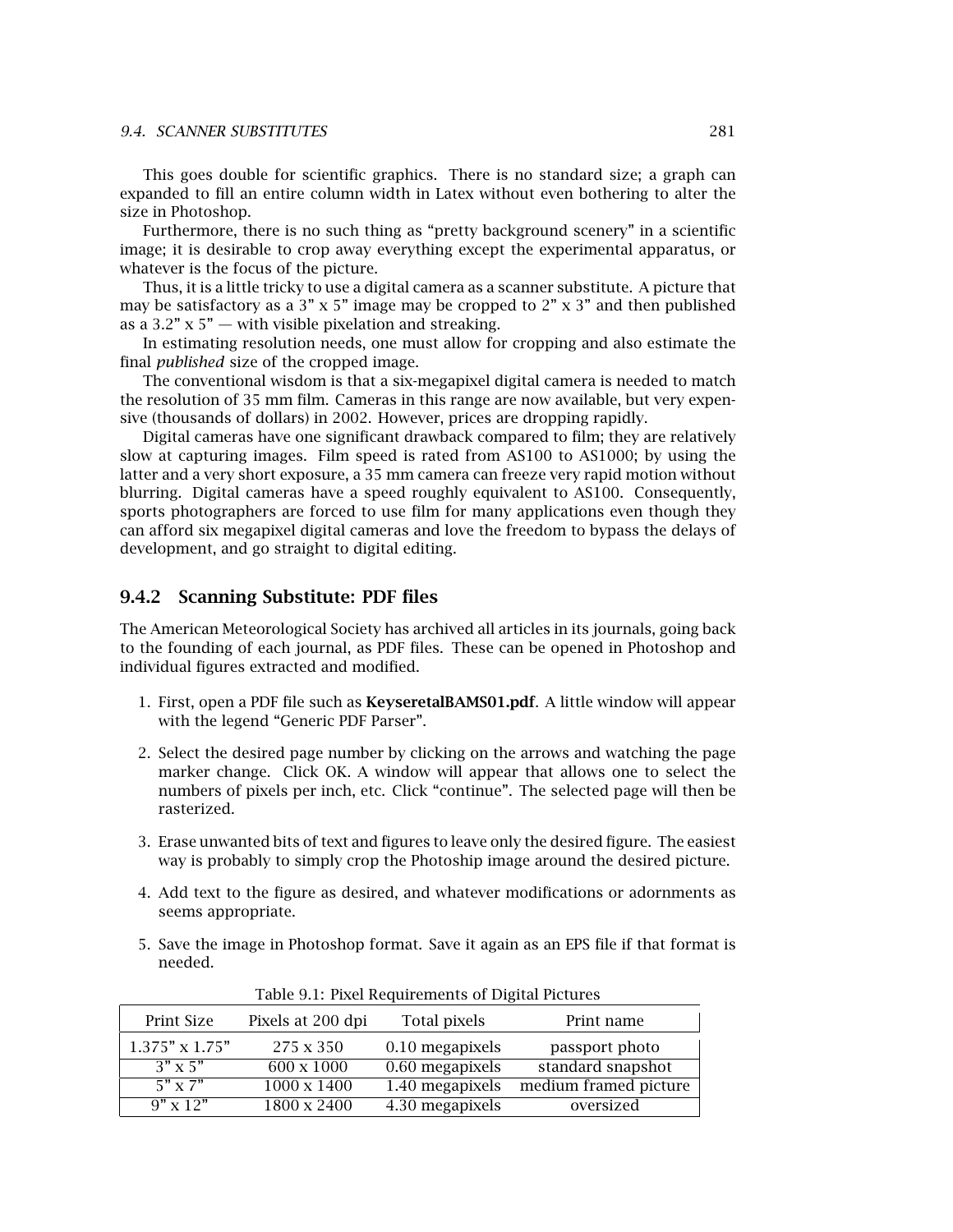This goes double for scientific graphics. There is no standard size; a graph can expanded to fill an entire column width in Latex without even bothering to alter the size in Photoshop.

Furthermore, there is no such thing as "pretty background scenery" in a scientific image; it is desirable to crop away everything except the experimental apparatus, or whatever is the focus of the picture.

Thus, it is a little tricky to use a digital camera as a scanner substitute. A picture that may be satisfactory as a 3" x 5" image may be cropped to 2" x 3" and then published as a 3.2" x 5" — with visible pixelation and streaking.

In estimating resolution needs, one must allow for cropping and also estimate the final *published* size of the cropped image.

The conventional wisdom is that a six-megapixel digital camera is needed to match the resolution of 35 mm film. Cameras in this range are now available, but very expensive (thousands of dollars) in 2002. However, prices are dropping rapidly.

Digital cameras have one significant drawback compared to film; they are relatively slow at capturing images. Film speed is rated from AS100 to AS1000; by using the latter and a very short exposure, a 35 mm camera can freeze very rapid motion without blurring. Digital cameras have a speed roughly equivalent to AS100. Consequently, sports photographers are forced to use film for many applications even though they can afford six megapixel digital cameras and love the freedom to bypass the delays of development, and go straight to digital editing.

### 9.4.2 Scanning Substitute: PDF files

The American Meteorological Society has archived all articles in its journals, going back to the founding of each journal, as PDF files. These can be opened in Photoshop and individual figures extracted and modified.

1. First, open a PDF file such as **KeyseretalBAMS01.pdf**. A little window will appear with the legend "Generic PDF Parser".
2. Select the desired page number by clicking on the arrows and watching the page marker change. Click OK. A window will appear that allows one to select the numbers of pixels per inch, etc. Click "continue". The selected page will then be rasterized.
3. Erase unwanted bits of text and figures to leave only the desired figure. The easiest way is probably to simply crop the Photoship image around the desired picture.
4. Add text to the figure as desired, and whatever modifications or adornments as seems appropriate.
5. Save the image in Photoshop format. Save it again as an EPS file if that format is needed.

Table 9.1: Pixel Requirements of Digital Pictures

| Print Size | Pixels at 200 dpi | Total pixels | Print name |
|---|---|---|---|
| 1.375" x 1.75" | 275 x 350 | 0.10 megapixels | passport photo |
| 3" x 5" | 600 x 1000 | 0.60 megapixels | standard snapshot |
| 5" x 7" | 1000 x 1400 | 1.40 megapixels | medium framed picture |
| 9" x 12" | 1800 x 2400 | 4.30 megapixels | oversized |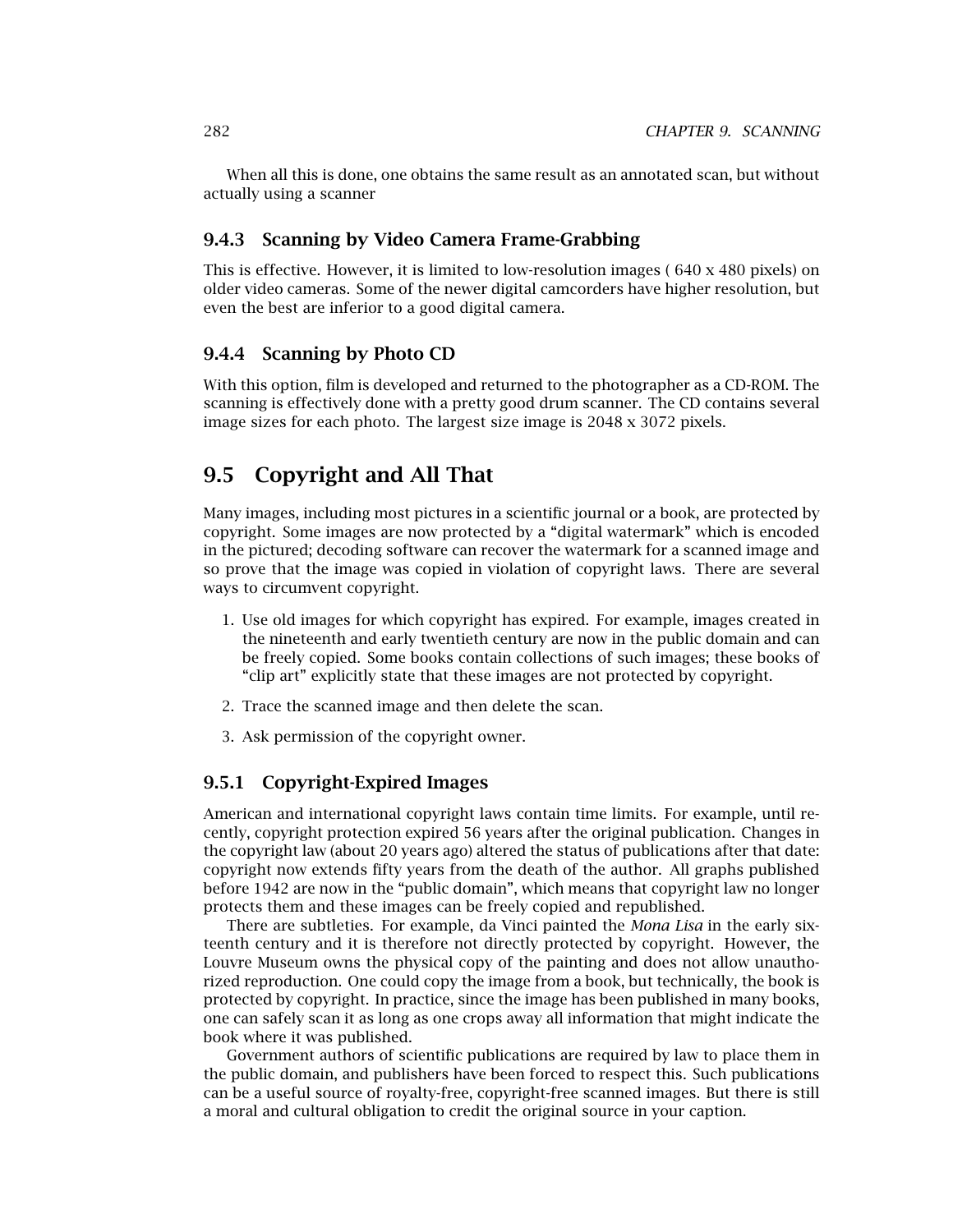When all this is done, one obtains the same result as an annotated scan, but without actually using a scanner

### 9.4.3 Scanning by Video Camera Frame-Grabbing

This is effective. However, it is limited to low-resolution images ( 640 x 480 pixels) on older video cameras. Some of the newer digital camcorders have higher resolution, but even the best are inferior to a good digital camera.

### 9.4.4 Scanning by Photo CD

With this option, film is developed and returned to the photographer as a CD-ROM. The scanning is effectively done with a pretty good drum scanner. The CD contains several image sizes for each photo. The largest size image is 2048 x 3072 pixels.

## 9.5 Copyright and All That

Many images, including most pictures in a scientific journal or a book, are protected by copyright. Some images are now protected by a "digital watermark" which is encoded in the pictured; decoding software can recover the watermark for a scanned image and so prove that the image was copied in violation of copyright laws. There are several ways to circumvent copyright.

1. Use old images for which copyright has expired. For example, images created in the nineteenth and early twentieth century are now in the public domain and can be freely copied. Some books contain collections of such images; these books of "clip art" explicitly state that these images are not protected by copyright.
2. Trace the scanned image and then delete the scan.
3. Ask permission of the copyright owner.

### 9.5.1 Copyright-Expired Images

American and international copyright laws contain time limits. For example, until recently, copyright protection expired 56 years after the original publication. Changes in the copyright law (about 20 years ago) altered the status of publications after that date: copyright now extends fifty years from the death of the author. All graphs published before 1942 are now in the "public domain", which means that copyright law no longer protects them and these images can be freely copied and republished.

There are subtleties. For example, da Vinci painted the *Mona Lisa* in the early sixteenth century and it is therefore not directly protected by copyright. However, the Louvre Museum owns the physical copy of the painting and does not allow unauthorized reproduction. One could copy the image from a book, but technically, the book is protected by copyright. In practice, since the image has been published in many books, one can safely scan it as long as one crops away all information that might indicate the book where it was published.

Government authors of scientific publications are required by law to place them in the public domain, and publishers have been forced to respect this. Such publications can be a useful source of royalty-free, copyright-free scanned images. But there is still a moral and cultural obligation to credit the original source in your caption.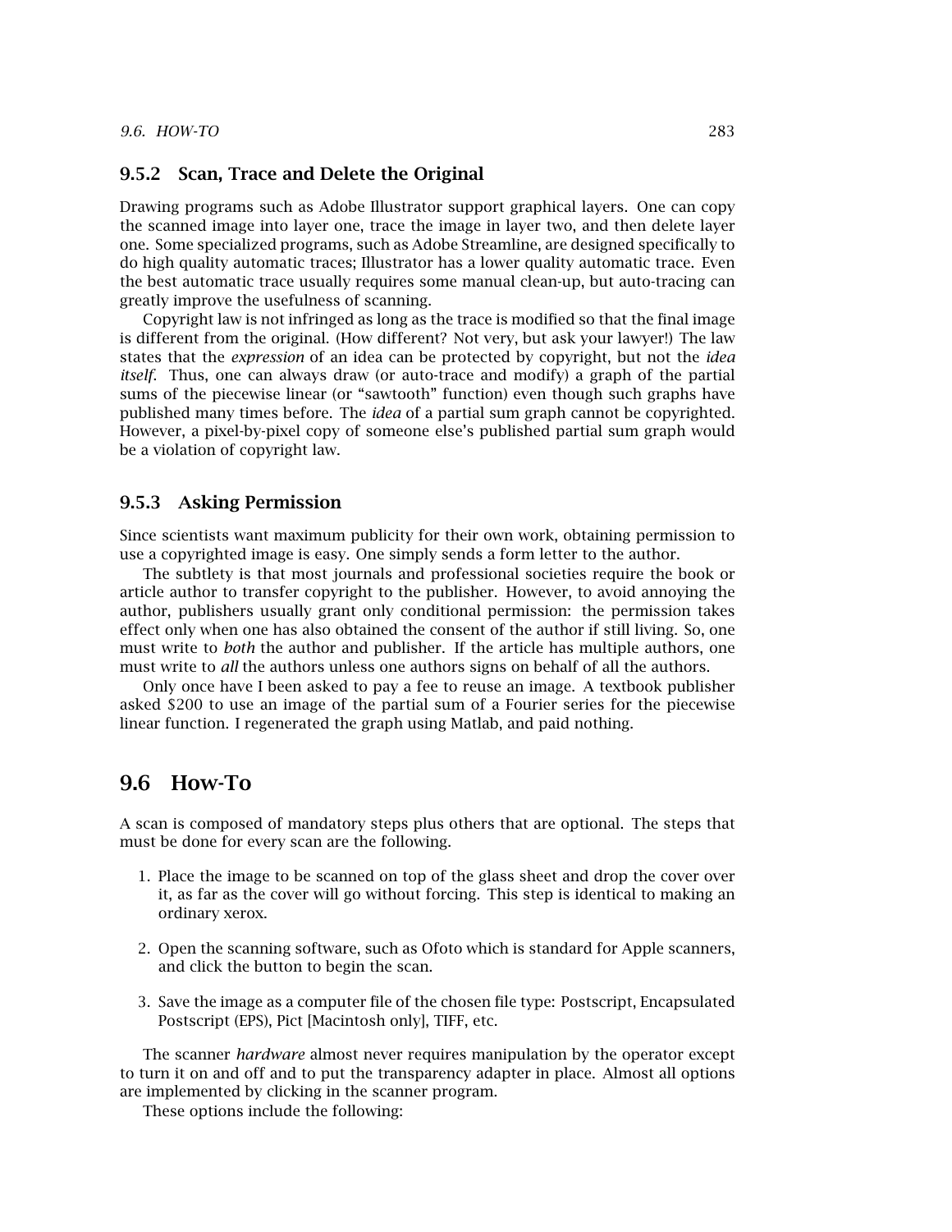### 9.5.2 Scan, Trace and Delete the Original

Drawing programs such as Adobe Illustrator support graphical layers. One can copy the scanned image into layer one, trace the image in layer two, and then delete layer one. Some specialized programs, such as Adobe Streamline, are designed specifically to do high quality automatic traces; Illustrator has a lower quality automatic trace. Even the best automatic trace usually requires some manual clean-up, but auto-tracing can greatly improve the usefulness of scanning.

Copyright law is not infringed as long as the trace is modified so that the final image is different from the original. (How different? Not very, but ask your lawyer!) The law states that the *expression* of an idea can be protected by copyright, but not the *idea itself*. Thus, one can always draw (or auto-trace and modify) a graph of the partial sums of the piecewise linear (or "sawtooth" function) even though such graphs have published many times before. The *idea* of a partial sum graph cannot be copyrighted. However, a pixel-by-pixel copy of someone else's published partial sum graph would be a violation of copyright law.

### 9.5.3 Asking Permission

Since scientists want maximum publicity for their own work, obtaining permission to use a copyrighted image is easy. One simply sends a form letter to the author.

The subtlety is that most journals and professional societies require the book or article author to transfer copyright to the publisher. However, to avoid annoying the author, publishers usually grant only conditional permission: the permission takes effect only when one has also obtained the consent of the author if still living. So, one must write to *both* the author and publisher. If the article has multiple authors, one must write to *all* the authors unless one authors signs on behalf of all the authors.

Only once have I been asked to pay a fee to reuse an image. A textbook publisher asked $200 to use an image of the partial sum of a Fourier series for the piecewise linear function. I regenerated the graph using Matlab, and paid nothing.

## 9.6 How-To

A scan is composed of mandatory steps plus others that are optional. The steps that must be done for every scan are the following.

1. Place the image to be scanned on top of the glass sheet and drop the cover over it, as far as the cover will go without forcing. This step is identical to making an ordinary xerox.

2. Open the scanning software, such as Ofoto which is standard for Apple scanners, and click the button to begin the scan.

3. Save the image as a computer file of the chosen file type: Postscript, Encapsulated Postscript (EPS), Pict [Macintosh only], TIFF, etc.

The scanner *hardware* almost never requires manipulation by the operator except to turn it on and off and to put the transparency adapter in place. Almost all options are implemented by clicking in the scanner program.

These options include the following: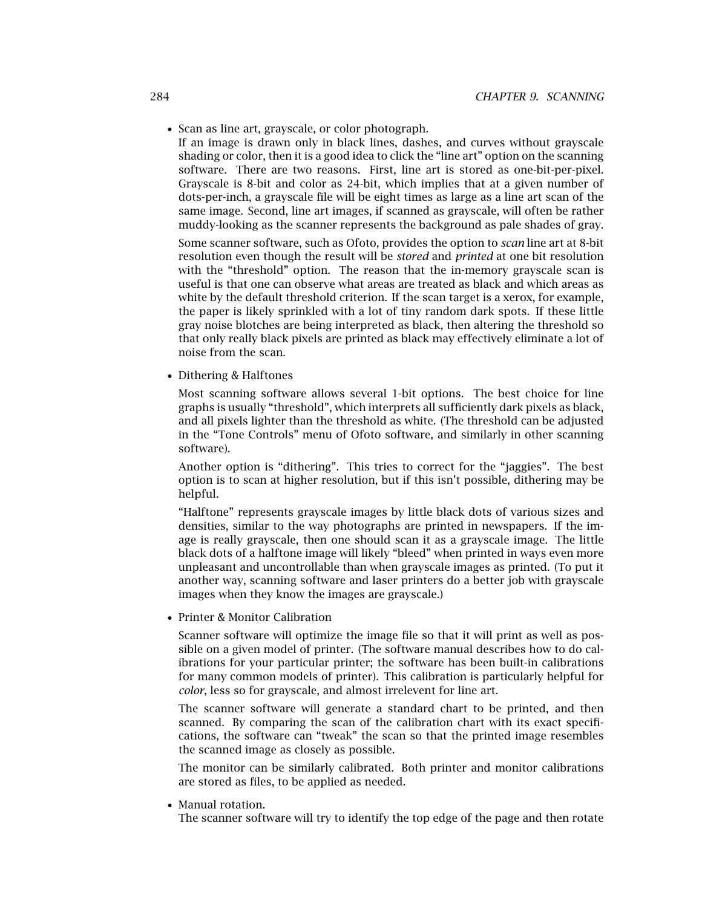- Scan as line art, grayscale, or color photograph.

  If an image is drawn only in black lines, dashes, and curves without grayscale shading or color, then it is a good idea to click the "line art" option on the scanning software. There are two reasons. First, line art is stored as one-bit-per-pixel. Grayscale is 8-bit and color as 24-bit, which implies that at a given number of dots-per-inch, a grayscale file will be eight times as large as a line art scan of the same image. Second, line art images, if scanned as grayscale, will often be rather muddy-looking as the scanner represents the background as pale shades of gray.

  Some scanner software, such as Ofoto, provides the option to *scan* line art at 8-bit resolution even though the result will be *stored* and *printed* at one bit resolution with the "threshold" option. The reason that the in-memory grayscale scan is useful is that one can observe what areas are treated as black and which areas as white by the default threshold criterion. If the scan target is a xerox, for example, the paper is likely sprinkled with a lot of tiny random dark spots. If these little gray noise blotches are being interpreted as black, then altering the threshold so that only really black pixels are printed as black may effectively eliminate a lot of noise from the scan.

- Dithering & Halftones

  Most scanning software allows several 1-bit options. The best choice for line graphs is usually "threshold", which interprets all sufficiently dark pixels as black, and all pixels lighter than the threshold as white. (The threshold can be adjusted in the "Tone Controls" menu of Ofoto software, and similarly in other scanning software).

  Another option is "dithering". This tries to correct for the "jaggies". The best option is to scan at higher resolution, but if this isn't possible, dithering may be helpful.

  "Halftone" represents grayscale images by little black dots of various sizes and densities, similar to the way photographs are printed in newspapers. If the image is really grayscale, then one should scan it as a grayscale image. The little black dots of a halftone image will likely "bleed" when printed in ways even more unpleasant and uncontrollable than when grayscale images as printed. (To put it another way, scanning software and laser printers do a better job with grayscale images when they know the images are grayscale.)

- Printer & Monitor Calibration

  Scanner software will optimize the image file so that it will print as well as possible on a given model of printer. (The software manual describes how to do calibrations for your particular printer; the software has been built-in calibrations for many common models of printer). This calibration is particularly helpful for *color*, less so for grayscale, and almost irrelevent for line art.

  The scanner software will generate a standard chart to be printed, and then scanned. By comparing the scan of the calibration chart with its exact specifications, the software can "tweak" the scan so that the printed image resembles the scanned image as closely as possible.

  The monitor can be similarly calibrated. Both printer and monitor calibrations are stored as files, to be applied as needed.

- Manual rotation.

  The scanner software will try to identify the top edge of the page and then rotate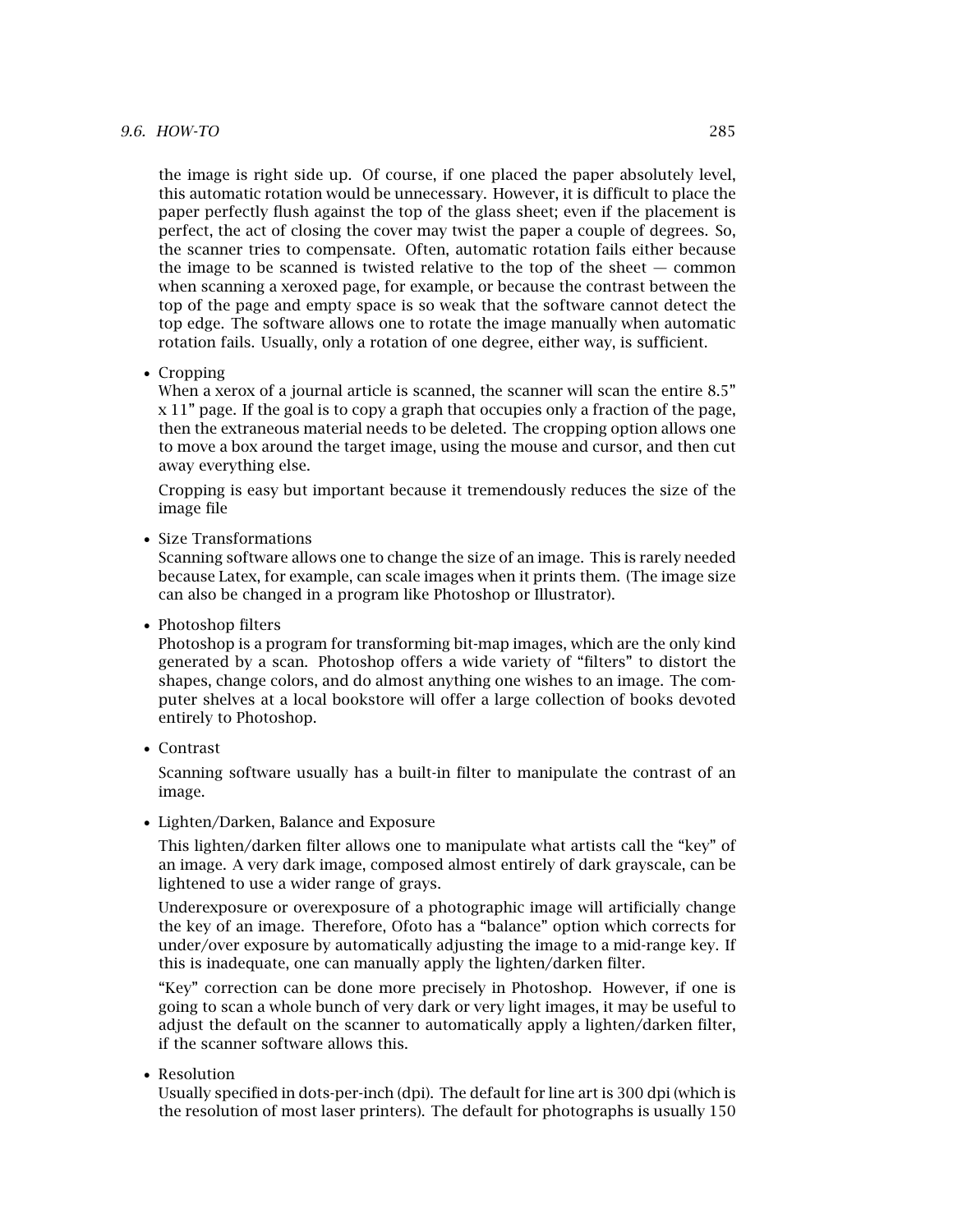the image is right side up. Of course, if one placed the paper absolutely level, this automatic rotation would be unnecessary. However, it is difficult to place the paper perfectly flush against the top of the glass sheet; even if the placement is perfect, the act of closing the cover may twist the paper a couple of degrees. So, the scanner tries to compensate. Often, automatic rotation fails either because the image to be scanned is twisted relative to the top of the sheet — common when scanning a xeroxed page, for example, or because the contrast between the top of the page and empty space is so weak that the software cannot detect the top edge. The software allows one to rotate the image manually when automatic rotation fails. Usually, only a rotation of one degree, either way, is sufficient.

- Cropping
  When a xerox of a journal article is scanned, the scanner will scan the entire 8.5" x 11" page. If the goal is to copy a graph that occupies only a fraction of the page, then the extraneous material needs to be deleted. The cropping option allows one to move a box around the target image, using the mouse and cursor, and then cut away everything else.

  Cropping is easy but important because it tremendously reduces the size of the image file

- Size Transformations
  Scanning software allows one to change the size of an image. This is rarely needed because Latex, for example, can scale images when it prints them. (The image size can also be changed in a program like Photoshop or Illustrator).

- Photoshop filters
  Photoshop is a program for transforming bit-map images, which are the only kind generated by a scan. Photoshop offers a wide variety of "filters" to distort the shapes, change colors, and do almost anything one wishes to an image. The computer shelves at a local bookstore will offer a large collection of books devoted entirely to Photoshop.

- Contrast

  Scanning software usually has a built-in filter to manipulate the contrast of an image.

- Lighten/Darken, Balance and Exposure

  This lighten/darken filter allows one to manipulate what artists call the "key" of an image. A very dark image, composed almost entirely of dark grayscale, can be lightened to use a wider range of grays.

  Underexposure or overexposure of a photographic image will artificially change the key of an image. Therefore, Ofoto has a "balance" option which corrects for under/over exposure by automatically adjusting the image to a mid-range key. If this is inadequate, one can manually apply the lighten/darken filter.

  "Key" correction can be done more precisely in Photoshop. However, if one is going to scan a whole bunch of very dark or very light images, it may be useful to adjust the default on the scanner to automatically apply a lighten/darken filter, if the scanner software allows this.

- Resolution
  Usually specified in dots-per-inch (dpi). The default for line art is 300 dpi (which is the resolution of most laser printers). The default for photographs is usually 150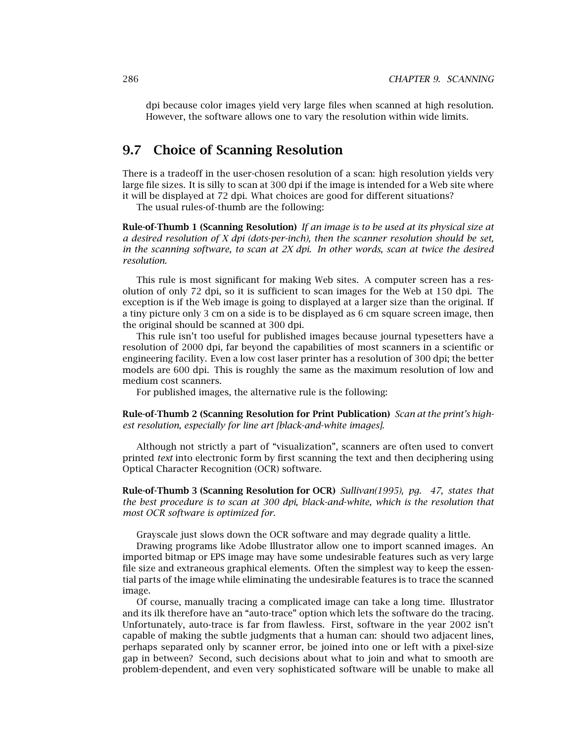dpi because color images yield very large files when scanned at high resolution. However, the software allows one to vary the resolution within wide limits.

## 9.7 Choice of Scanning Resolution

There is a tradeoff in the user-chosen resolution of a scan: high resolution yields very large file sizes. It is silly to scan at 300 dpi if the image is intended for a Web site where it will be displayed at 72 dpi. What choices are good for different situations?

The usual rules-of-thumb are the following:

**Rule-of-Thumb 1 (Scanning Resolution)** *If an image is to be used at its physical size at a desired resolution of X dpi (dots-per-inch), then the scanner resolution should be set, in the scanning software, to scan at 2X dpi. In other words, scan at twice the desired resolution.*

This rule is most significant for making Web sites. A computer screen has a resolution of only 72 dpi, so it is sufficient to scan images for the Web at 150 dpi. The exception is if the Web image is going to displayed at a larger size than the original. If a tiny picture only 3 cm on a side is to be displayed as 6 cm square screen image, then the original should be scanned at 300 dpi.

This rule isn't too useful for published images because journal typesetters have a resolution of 2000 dpi, far beyond the capabilities of most scanners in a scientific or engineering facility. Even a low cost laser printer has a resolution of 300 dpi; the better models are 600 dpi. This is roughly the same as the maximum resolution of low and medium cost scanners.

For published images, the alternative rule is the following:

**Rule-of-Thumb 2 (Scanning Resolution for Print Publication)** *Scan at the print's highest resolution, especially for line art [black-and-white images].*

Although not strictly a part of "visualization", scanners are often used to convert printed *text* into electronic form by first scanning the text and then deciphering using Optical Character Recognition (OCR) software.

**Rule-of-Thumb 3 (Scanning Resolution for OCR)** *Sullivan(1995), pg. 47, states that the best procedure is to scan at 300 dpi, black-and-white, which is the resolution that most OCR software is optimized for.*

Grayscale just slows down the OCR software and may degrade quality a little.

Drawing programs like Adobe Illustrator allow one to import scanned images. An imported bitmap or EPS image may have some undesirable features such as very large file size and extraneous graphical elements. Often the simplest way to keep the essential parts of the image while eliminating the undesirable features is to trace the scanned image.

Of course, manually tracing a complicated image can take a long time. Illustrator and its ilk therefore have an "auto-trace" option which lets the software do the tracing. Unfortunately, auto-trace is far from flawless. First, software in the year 2002 isn't capable of making the subtle judgments that a human can: should two adjacent lines, perhaps separated only by scanner error, be joined into one or left with a pixel-size gap in between? Second, such decisions about what to join and what to smooth are problem-dependent, and even very sophisticated software will be unable to make all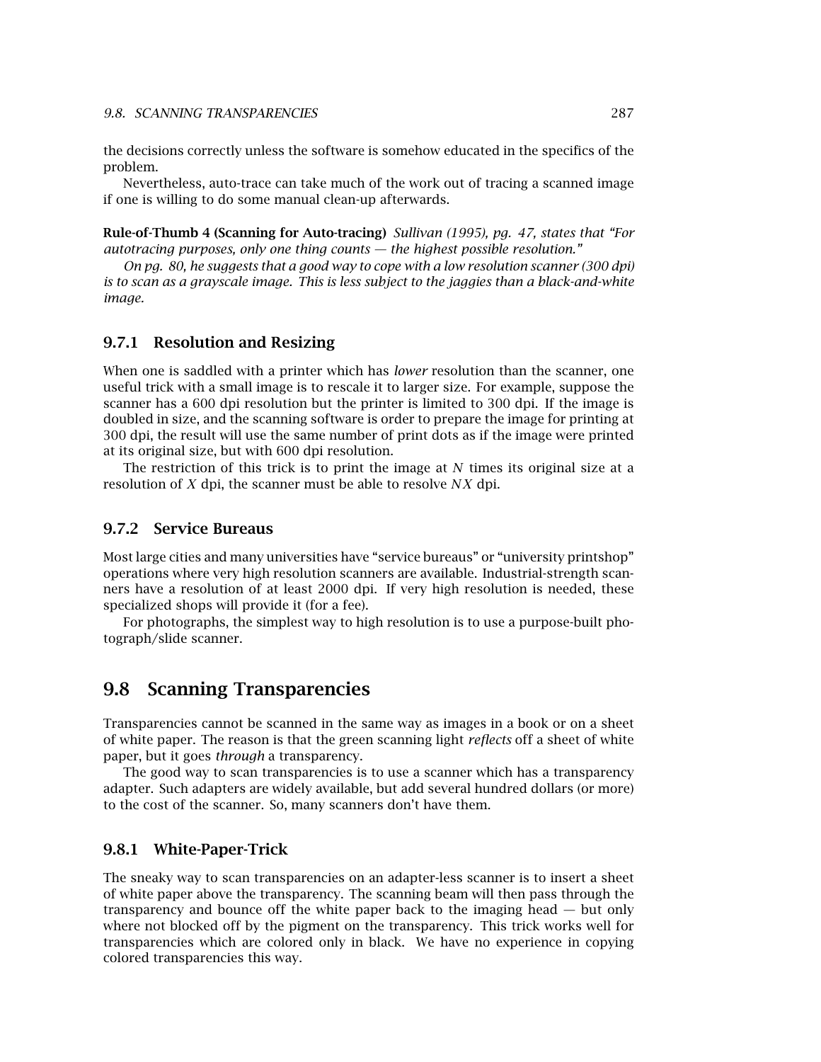the decisions correctly unless the software is somehow educated in the specifics of the problem.

Nevertheless, auto-trace can take much of the work out of tracing a scanned image if one is willing to do some manual clean-up afterwards.

**Rule-of-Thumb 4 (Scanning for Auto-tracing)** *Sullivan (1995), pg. 47, states that "For autotracing purposes, only one thing counts — the highest possible resolution."*

*On pg. 80, he suggests that a good way to cope with a low resolution scanner (300 dpi) is to scan as a grayscale image. This is less subject to the jaggies than a black-and-white image.*

### 9.7.1 Resolution and Resizing

When one is saddled with a printer which has *lower* resolution than the scanner, one useful trick with a small image is to rescale it to larger size. For example, suppose the scanner has a 600 dpi resolution but the printer is limited to 300 dpi. If the image is doubled in size, and the scanning software is order to prepare the image for printing at 300 dpi, the result will use the same number of print dots as if the image were printed at its original size, but with 600 dpi resolution.

The restriction of this trick is to print the image at $N$ times its original size at a resolution of $X$ dpi, the scanner must be able to resolve $NX$ dpi.

### 9.7.2 Service Bureaus

Most large cities and many universities have "service bureaus" or "university printshop" operations where very high resolution scanners are available. Industrial-strength scanners have a resolution of at least 2000 dpi. If very high resolution is needed, these specialized shops will provide it (for a fee).

For photographs, the simplest way to high resolution is to use a purpose-built photograph/slide scanner.

## 9.8 Scanning Transparencies

Transparencies cannot be scanned in the same way as images in a book or on a sheet of white paper. The reason is that the green scanning light *reflects* off a sheet of white paper, but it goes *through* a transparency.

The good way to scan transparencies is to use a scanner which has a transparency adapter. Such adapters are widely available, but add several hundred dollars (or more) to the cost of the scanner. So, many scanners don't have them.

### 9.8.1 White-Paper-Trick

The sneaky way to scan transparencies on an adapter-less scanner is to insert a sheet of white paper above the transparency. The scanning beam will then pass through the transparency and bounce off the white paper back to the imaging head — but only where not blocked off by the pigment on the transparency. This trick works well for transparencies which are colored only in black. We have no experience in copying colored transparencies this way.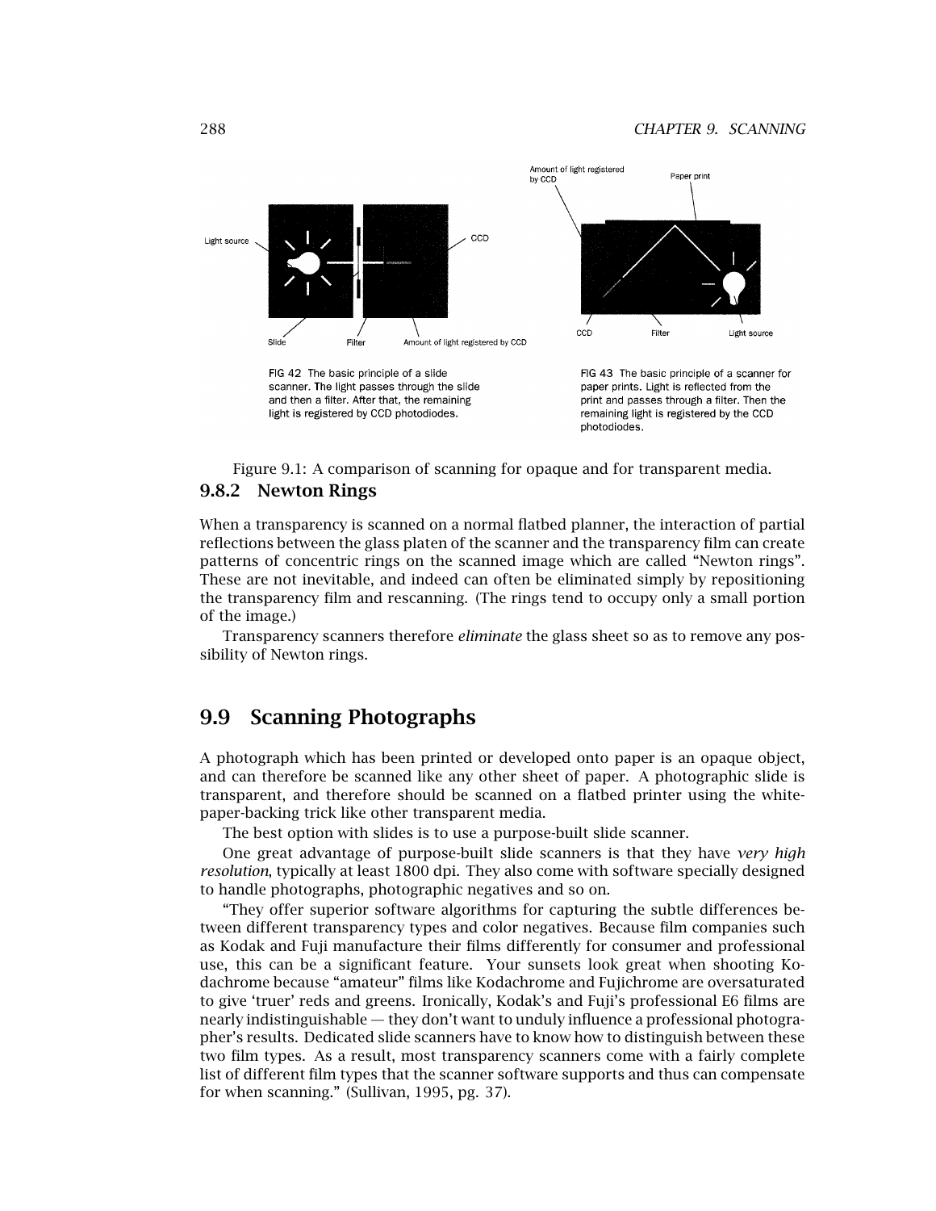FIG 42 The basic principle of a slide scanner. The light passes through the slide and then a filter. After that, the remaining light is registered by CCD photodiodes.

FIG 43 The basic principle of a scanner for paper prints. Light is reflected from the print and passes through a filter. Then the remaining light is registered by the CCD photodiodes.

Figure 9.1: A comparison of scanning for opaque and for transparent media.

### 9.8.2 Newton Rings

When a transparency is scanned on a normal flatbed planner, the interaction of partial reflections between the glass platen of the scanner and the transparency film can create patterns of concentric rings on the scanned image which are called "Newton rings". These are not inevitable, and indeed can often be eliminated simply by repositioning the transparency film and rescanning. (The rings tend to occupy only a small portion of the image.)

Transparency scanners therefore *eliminate* the glass sheet so as to remove any possibility of Newton rings.

## 9.9 Scanning Photographs

A photograph which has been printed or developed onto paper is an opaque object, and can therefore be scanned like any other sheet of paper. A photographic slide is transparent, and therefore should be scanned on a flatbed printer using the white-paper-backing trick like other transparent media.

The best option with slides is to use a purpose-built slide scanner.

One great advantage of purpose-built slide scanners is that they have *very high resolution*, typically at least 1800 dpi. They also come with software specially designed to handle photographs, photographic negatives and so on.

"They offer superior software algorithms for capturing the subtle differences between different transparency types and color negatives. Because film companies such as Kodak and Fuji manufacture their films differently for consumer and professional use, this can be a significant feature. Your sunsets look great when shooting Kodachrome because "amateur" films like Kodachrome and Fujichrome are oversaturated to give 'truer' reds and greens. Ironically, Kodak's and Fuji's professional E6 films are nearly indistinguishable — they don't want to unduly influence a professional photographer's results. Dedicated slide scanners have to know how to distinguish between these two film types. As a result, most transparency scanners come with a fairly complete list of different film types that the scanner software supports and thus can compensate for when scanning." (Sullivan, 1995, pg. 37).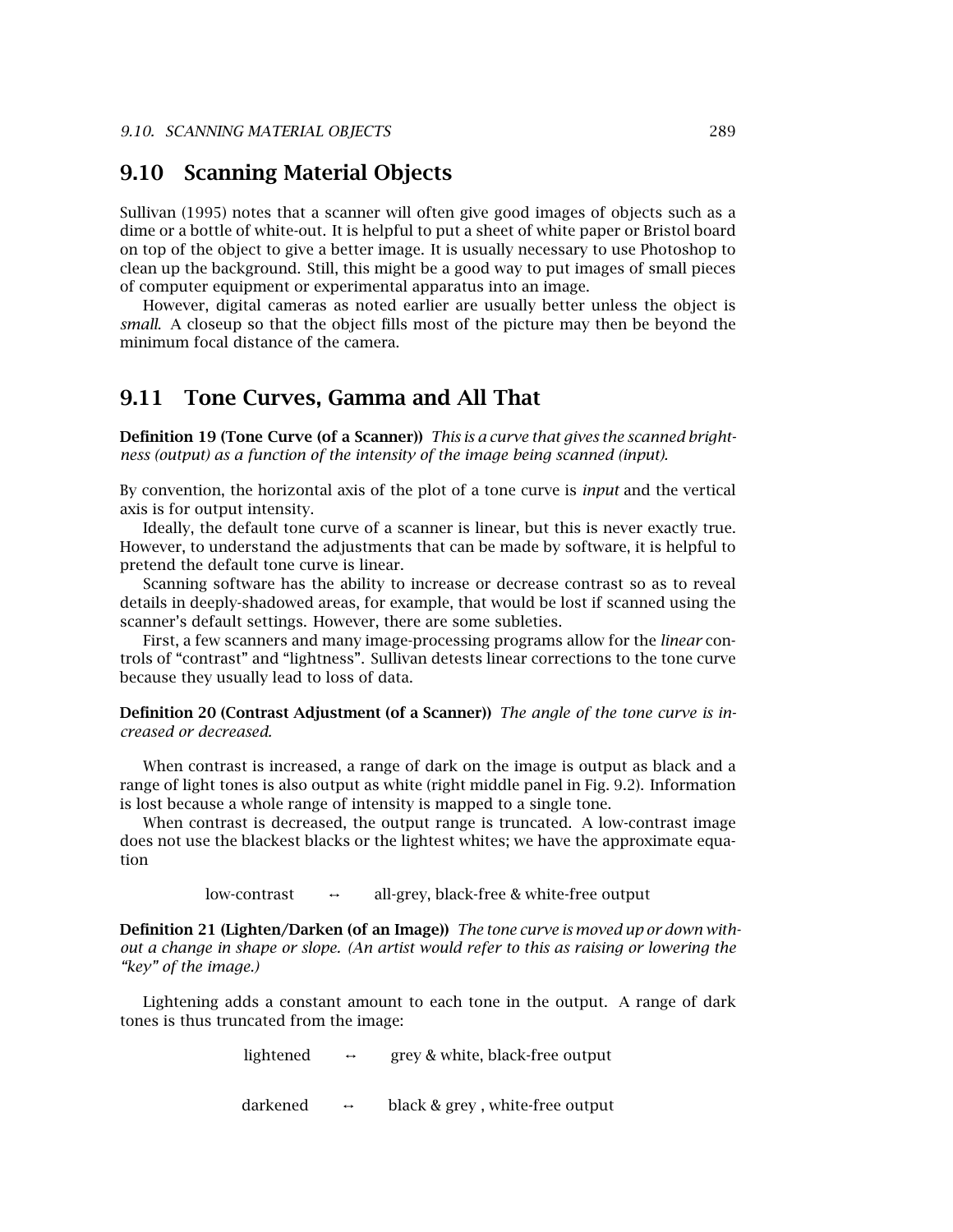## 9.10 Scanning Material Objects

Sullivan (1995) notes that a scanner will often give good images of objects such as a dime or a bottle of white-out. It is helpful to put a sheet of white paper or Bristol board on top of the object to give a better image. It is usually necessary to use Photoshop to clean up the background. Still, this might be a good way to put images of small pieces of computer equipment or experimental apparatus into an image.

However, digital cameras as noted earlier are usually better unless the object is *small*. A closeup so that the object fills most of the picture may then be beyond the minimum focal distance of the camera.

## 9.11 Tone Curves, Gamma and All That

**Definition 19 (Tone Curve (of a Scanner))** *This is a curve that gives the scanned brightness (output) as a function of the intensity of the image being scanned (input).*

By convention, the horizontal axis of the plot of a tone curve is *input* and the vertical axis is for output intensity.

Ideally, the default tone curve of a scanner is linear, but this is never exactly true. However, to understand the adjustments that can be made by software, it is helpful to pretend the default tone curve is linear.

Scanning software has the ability to increase or decrease contrast so as to reveal details in deeply-shadowed areas, for example, that would be lost if scanned using the scanner's default settings. However, there are some subleties.

First, a few scanners and many image-processing programs allow for the *linear* controls of "contrast" and "lightness". Sullivan detests linear corrections to the tone curve because they usually lead to loss of data.

**Definition 20 (Contrast Adjustment (of a Scanner))** *The angle of the tone curve is increased or decreased.*

When contrast is increased, a range of dark on the image is output as black and a range of light tones is also output as white (right middle panel in Fig. 9.2). Information is lost because a whole range of intensity is mapped to a single tone.

When contrast is decreased, the output range is truncated. A low-contrast image does not use the blackest blacks or the lightest whites; we have the approximate equation

$$\text{low-contrast} \quad \leftrightarrow \quad \text{all-grey, black-free \& white-free output}$$

**Definition 21 (Lighten/Darken (of an Image))** *The tone curve is moved up or down without a change in shape or slope. (An artist would refer to this as raising or lowering the "key" of the image.)*

Lightening adds a constant amount to each tone in the output. A range of dark tones is thus truncated from the image:

$$\text{lightened} \quad \leftrightarrow \quad \text{grey \& white, black-free output}$$

$$\text{darkened} \quad \leftrightarrow \quad \text{black \& grey , white-free output}$$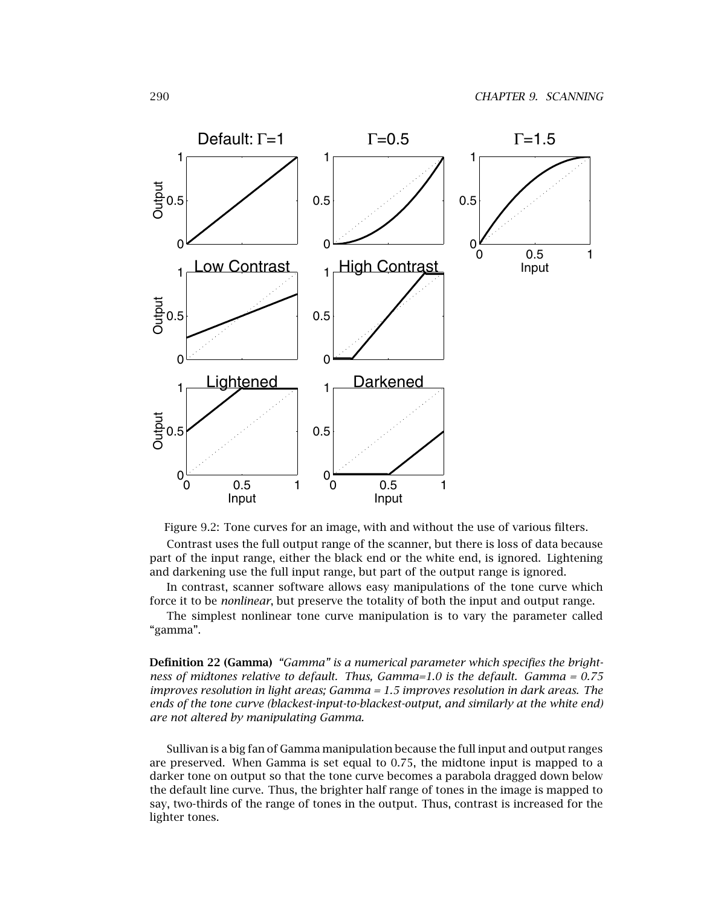Figure 9.2: Tone curves for an image, with and without the use of various filters.

Contrast uses the full output range of the scanner, but there is loss of data because part of the input range, either the black end or the white end, is ignored. Lightening and darkening use the full input range, but part of the output range is ignored.

In contrast, scanner software allows easy manipulations of the tone curve which force it to be *nonlinear*, but preserve the totality of both the input and output range.

The simplest nonlinear tone curve manipulation is to vary the parameter called "gamma".

**Definition 22 (Gamma)** *"Gamma" is a numerical parameter which specifies the brightness of midtones relative to default. Thus, Gamma=1.0 is the default. Gamma = 0.75 improves resolution in light areas; Gamma = 1.5 improves resolution in dark areas. The ends of the tone curve (blackest-input-to-blackest-output, and similarly at the white end) are not altered by manipulating Gamma.*

Sullivan is a big fan of Gamma manipulation because the full input and output ranges are preserved. When Gamma is set equal to 0.75, the midtone input is mapped to a darker tone on output so that the tone curve becomes a parabola dragged down below the default line curve. Thus, the brighter half range of tones in the image is mapped to say, two-thirds of the range of tones in the output. Thus, contrast is increased for the lighter tones.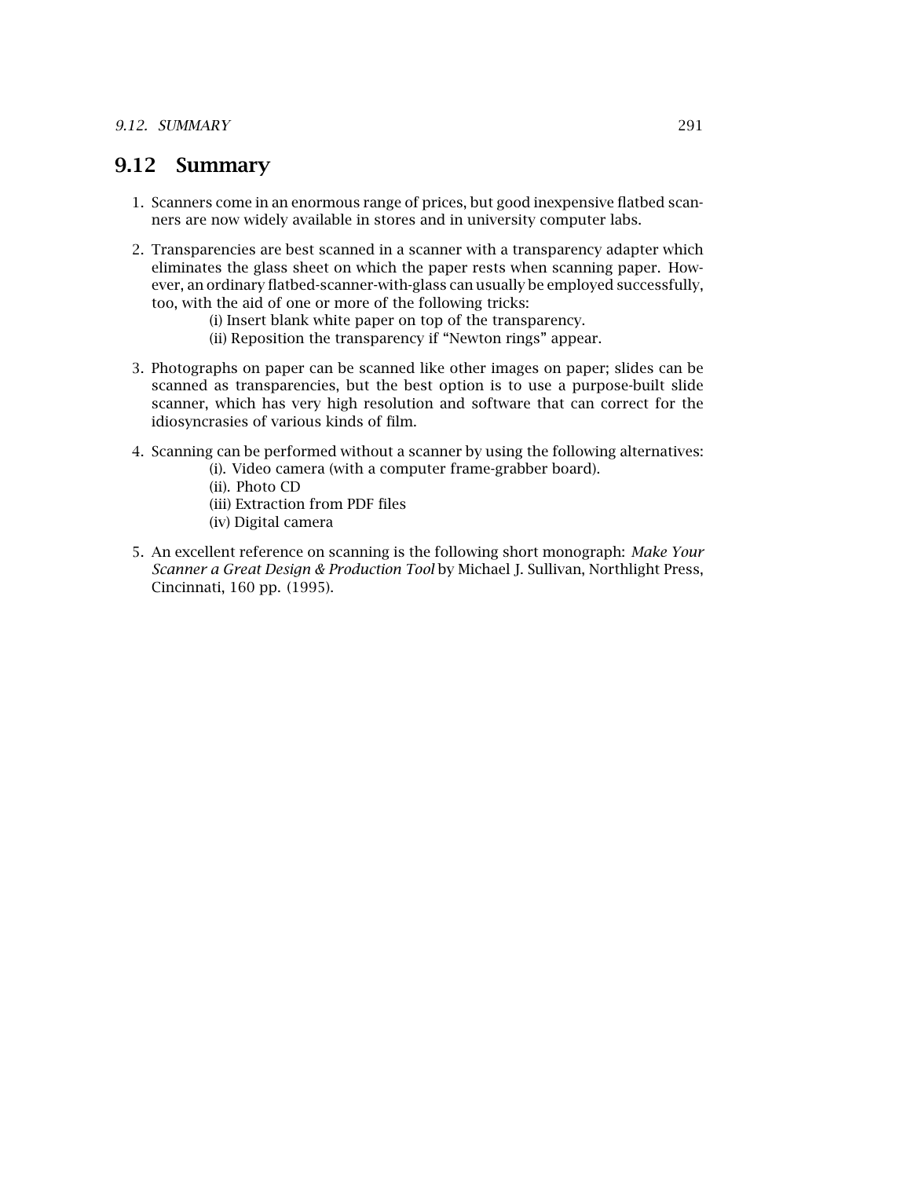## 9.12 Summary

1. Scanners come in an enormous range of prices, but good inexpensive flatbed scanners are now widely available in stores and in university computer labs.

2. Transparencies are best scanned in a scanner with a transparency adapter which eliminates the glass sheet on which the paper rests when scanning paper. However, an ordinary flatbed-scanner-with-glass can usually be employed successfully, too, with the aid of one or more of the following tricks:
   (i) Insert blank white paper on top of the transparency.
   (ii) Reposition the transparency if "Newton rings" appear.

3. Photographs on paper can be scanned like other images on paper; slides can be scanned as transparencies, but the best option is to use a purpose-built slide scanner, which has very high resolution and software that can correct for the idiosyncrasies of various kinds of film.

4. Scanning can be performed without a scanner by using the following alternatives:
   (i). Video camera (with a computer frame-grabber board).
   (ii). Photo CD
   (iii) Extraction from PDF files
   (iv) Digital camera

5. An excellent reference on scanning is the following short monograph: *Make Your Scanner a Great Design & Production Tool* by Michael J. Sullivan, Northlight Press, Cincinnati, 160 pp. (1995).